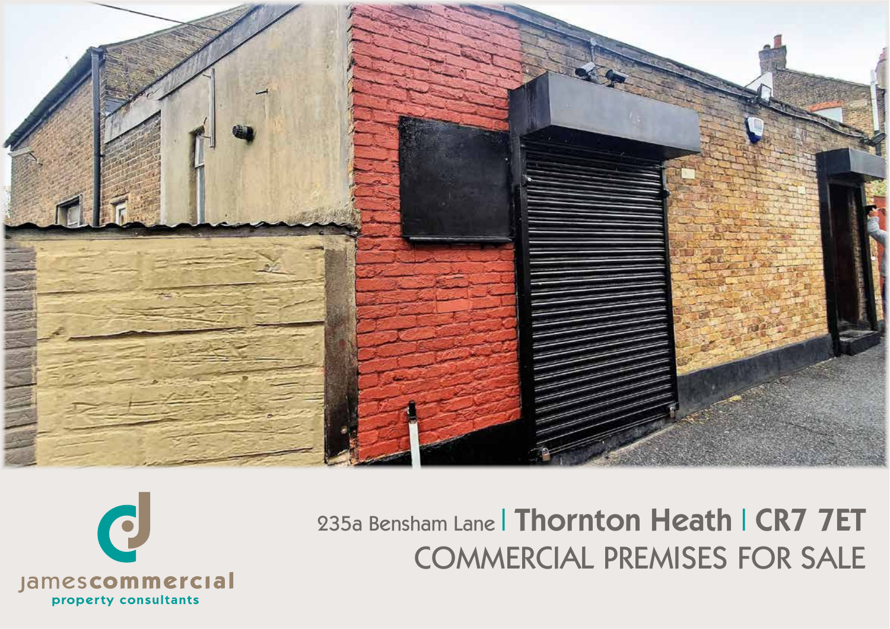jamescommercial

property consultants

# 235a Bensham Lane | Thornton Heath | CR7 7ET

## COMMERCIAL PREMISES FOR SALE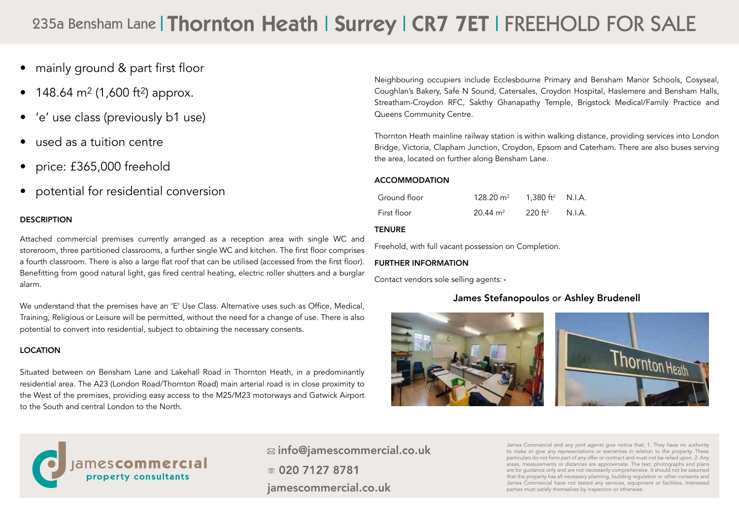# 235a Bensham Lane | Thornton Heath | Surrey | CR7 7ET | FREEHOLD FOR SALE

- mainly ground & part first floor
- 148.64 $m^2$ (1,600 $ft^2$) approx.
- 'e' use class (previously b1 use)
- used as a tuition centre
- price: £365,000 freehold
- potential for residential conversion

## DESCRIPTION

Attached commercial premises currently arranged as a reception area with single WC and storeroom, three partitioned classrooms, a further single WC and kitchen. The first floor comprises a fourth classroom. There is also a large flat roof that can be utilised (accessed from the first floor). Benefitting from good natural light, gas fired central heating, electric roller shutters and a burglar alarm.

We understand that the premises have an 'E' Use Class. Alternative uses such as Office, Medical, Training, Religious or Leisure will be permitted, without the need for a change of use. There is also potential to convert into residential, subject to obtaining the necessary consents.

## LOCATION

Situated between on Bensham Lane and Lakehall Road in Thornton Heath, in a predominantly residential area. The A23 (London Road/Thornton Road) main arterial road is in close proximity to the West of the premises, providing easy access to the M25/M23 motorways and Gatwick Airport to the South and central London to the North.

Neighbouring occupiers include Ecclesbourne Primary and Bensham Manor Schools, Cosyseal, Coughlan's Bakery, Safe N Sound, Catersales, Croydon Hospital, Haslemere and Bensham Halls, Streatham-Croydon RFC, Sakthy Ghanapathy Temple, Brigstock Medical/Family Practice and Queens Community Centre.

Thornton Heath mainline railway station is within walking distance, providing services into London Bridge, Victoria, Clapham Junction, Croydon, Epsom and Caterham. There are also buses serving the area, located on further along Bensham Lane.

## ACCOMMODATION

| | | | |
|---|---|---|---|
| Ground floor | 128.20 $m^2$ | 1,380 $ft^2$ | N.I.A. |
| First floor | 20.44 $m^2$ | 220 $ft^2$ | N.I.A. |

## TENURE

Freehold, with full vacant possession on Completion.

## FURTHER INFORMATION

Contact vendors sole selling agents: -

**James Stefanopoulos** or **Ashley Brudenell**

jamescommercial property consultants

info@jamescommercial.co.uk

020 7127 8781

jamescommercial.co.uk

James Commercial and any joint agents give notice that; 1. They have no authority to make or give any representations or warranties in relation to the property. These particulars do not form part of any offer or contract and must not be relied upon. 2. Any areas, measurements or distances are approximate. The text, photographs and plans are for guidance only and are not necessarily comprehensive. It should not be assumed that the property has all necessary planning, building regulation or other consents and James Commercial have not tested any services, equipment or facilities. Interested parties must satisfy themselves by inspection or otherwise.